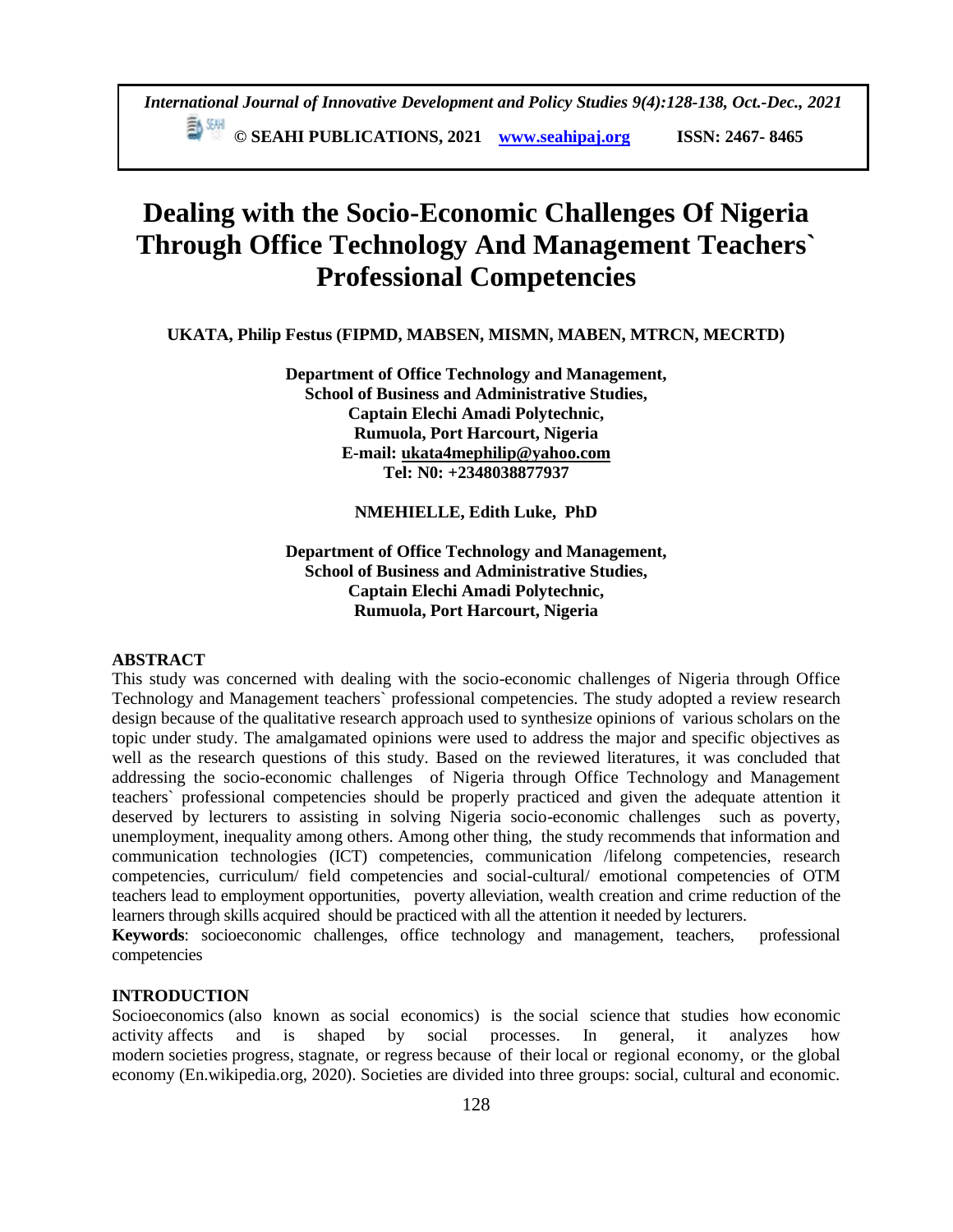# Dealing with the Socio-Economic Challenges Of Nigeria Through Office Technology And Management Teachers` Professional Competencies

**UKATA, Philip Festus (FIPMD, MABSEN, MISMN, MABEN, MTRCN, MECRTD)**

**Department of Office Technology and Management,**
**School of Business and Administrative Studies,**
**Captain Elechi Amadi Polytechnic,**
**Rumuola, Port Harcourt, Nigeria**
**E-mail: ukata4mephilip@yahoo.com**
**Tel: N0: +2348038877937**

**NMEHIELLE, Edith Luke, PhD**

**Department of Office Technology and Management,**
**School of Business and Administrative Studies,**
**Captain Elechi Amadi Polytechnic,**
**Rumuola, Port Harcourt, Nigeria**

## ABSTRACT

This study was concerned with dealing with the socio-economic challenges of Nigeria through Office Technology and Management teachers` professional competencies. The study adopted a review research design because of the qualitative research approach used to synthesize opinions of various scholars on the topic under study. The amalgamated opinions were used to address the major and specific objectives as well as the research questions of this study. Based on the reviewed literatures, it was concluded that addressing the socio-economic challenges of Nigeria through Office Technology and Management teachers` professional competencies should be properly practiced and given the adequate attention it deserved by lecturers to assisting in solving Nigeria socio-economic challenges such as poverty, unemployment, inequality among others. Among other thing, the study recommends that information and communication technologies (ICT) competencies, communication /lifelong competencies, research competencies, curriculum/ field competencies and social-cultural/ emotional competencies of OTM teachers lead to employment opportunities, poverty alleviation, wealth creation and crime reduction of the learners through skills acquired should be practiced with all the attention it needed by lecturers.

**Keywords**: socioeconomic challenges, office technology and management, teachers, professional competencies

## INTRODUCTION

Socioeconomics (also known as social economics) is the social science that studies how economic activity affects and is shaped by social processes. In general, it analyzes how modern societies progress, stagnate, or regress because of their local or regional economy, or the global economy (En.wikipedia.org, 2020). Societies are divided into three groups: social, cultural and economic.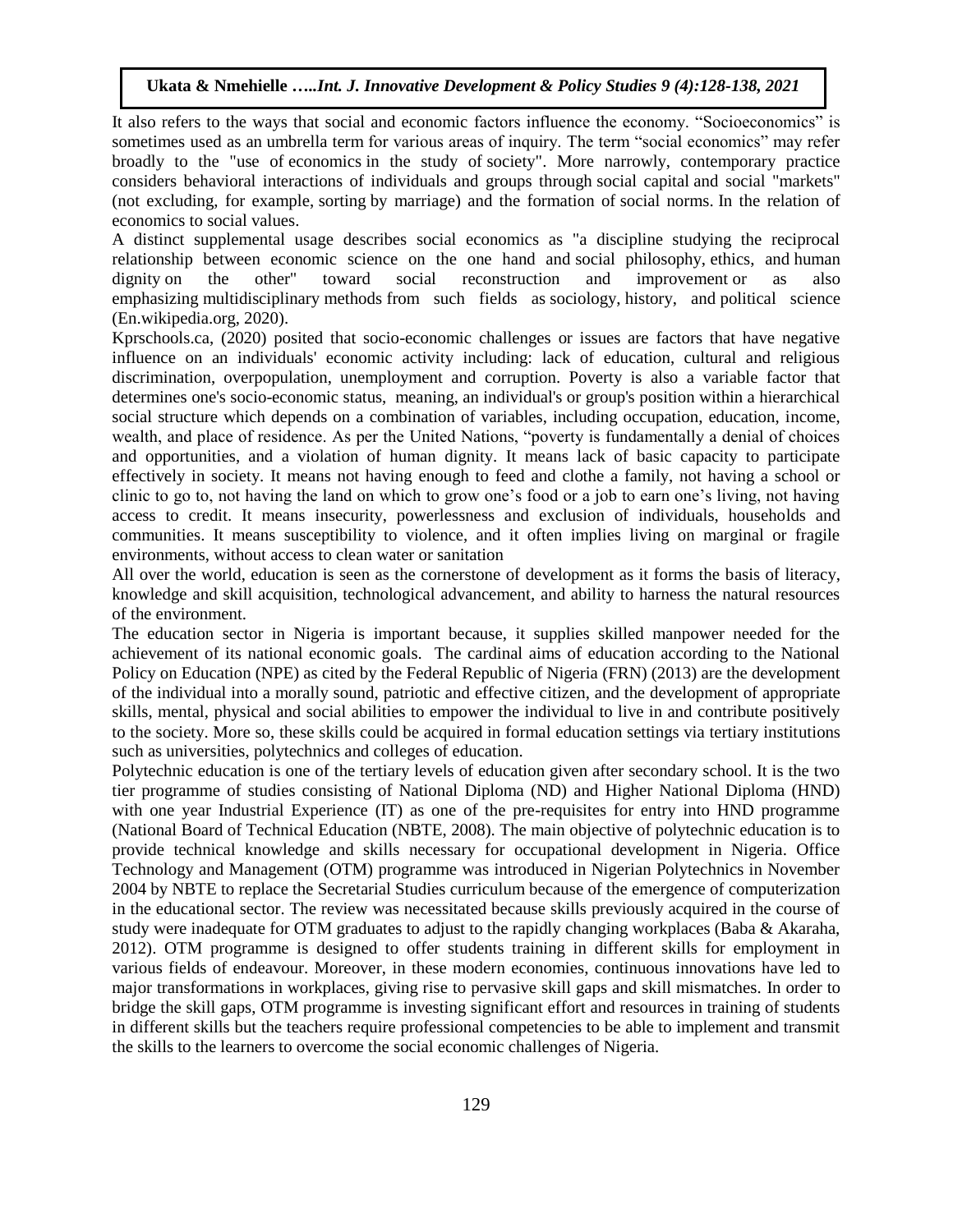It also refers to the ways that social and economic factors influence the economy. "Socioeconomics" is sometimes used as an umbrella term for various areas of inquiry. The term "social economics" may refer broadly to the "use of economics in the study of society". More narrowly, contemporary practice considers behavioral interactions of individuals and groups through social capital and social "markets" (not excluding, for example, sorting by marriage) and the formation of social norms. In the relation of economics to social values.

A distinct supplemental usage describes social economics as "a discipline studying the reciprocal relationship between economic science on the one hand and social philosophy, ethics, and human dignity on the other" toward social reconstruction and improvement or as also emphasizing multidisciplinary methods from such fields as sociology, history, and political science (En.wikipedia.org, 2020).

Kprschools.ca, (2020) posited that socio-economic challenges or issues are factors that have negative influence on an individuals' economic activity including: lack of education, cultural and religious discrimination, overpopulation, unemployment and corruption. Poverty is also a variable factor that determines one's socio-economic status, meaning, an individual's or group's position within a hierarchical social structure which depends on a combination of variables, including occupation, education, income, wealth, and place of residence. As per the United Nations, "poverty is fundamentally a denial of choices and opportunities, and a violation of human dignity. It means lack of basic capacity to participate effectively in society. It means not having enough to feed and clothe a family, not having a school or clinic to go to, not having the land on which to grow one's food or a job to earn one's living, not having access to credit. It means insecurity, powerlessness and exclusion of individuals, households and communities. It means susceptibility to violence, and it often implies living on marginal or fragile environments, without access to clean water or sanitation

All over the world, education is seen as the cornerstone of development as it forms the basis of literacy, knowledge and skill acquisition, technological advancement, and ability to harness the natural resources of the environment.

The education sector in Nigeria is important because, it supplies skilled manpower needed for the achievement of its national economic goals. The cardinal aims of education according to the National Policy on Education (NPE) as cited by the Federal Republic of Nigeria (FRN) (2013) are the development of the individual into a morally sound, patriotic and effective citizen, and the development of appropriate skills, mental, physical and social abilities to empower the individual to live in and contribute positively to the society. More so, these skills could be acquired in formal education settings via tertiary institutions such as universities, polytechnics and colleges of education.

Polytechnic education is one of the tertiary levels of education given after secondary school. It is the two tier programme of studies consisting of National Diploma (ND) and Higher National Diploma (HND) with one year Industrial Experience (IT) as one of the pre-requisites for entry into HND programme (National Board of Technical Education (NBTE, 2008). The main objective of polytechnic education is to provide technical knowledge and skills necessary for occupational development in Nigeria. Office Technology and Management (OTM) programme was introduced in Nigerian Polytechnics in November 2004 by NBTE to replace the Secretarial Studies curriculum because of the emergence of computerization in the educational sector. The review was necessitated because skills previously acquired in the course of study were inadequate for OTM graduates to adjust to the rapidly changing workplaces (Baba & Akaraha, 2012). OTM programme is designed to offer students training in different skills for employment in various fields of endeavour. Moreover, in these modern economies, continuous innovations have led to major transformations in workplaces, giving rise to pervasive skill gaps and skill mismatches. In order to bridge the skill gaps, OTM programme is investing significant effort and resources in training of students in different skills but the teachers require professional competencies to be able to implement and transmit the skills to the learners to overcome the social economic challenges of Nigeria.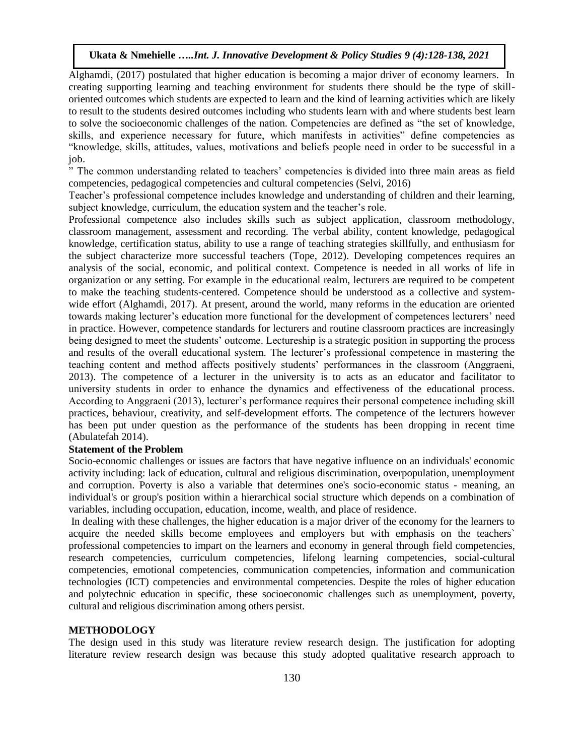Alghamdi, (2017) postulated that higher education is becoming a major driver of economy learners. In creating supporting learning and teaching environment for students there should be the type of skill-oriented outcomes which students are expected to learn and the kind of learning activities which are likely to result to the students desired outcomes including who students learn with and where students best learn to solve the socioeconomic challenges of the nation. Competencies are defined as "the set of knowledge, skills, and experience necessary for future, which manifests in activities" define competencies as "knowledge, skills, attitudes, values, motivations and beliefs people need in order to be successful in a job.

" The common understanding related to teachers' competencies is divided into three main areas as field competencies, pedagogical competencies and cultural competencies (Selvi, 2016)

Teacher's professional competence includes knowledge and understanding of children and their learning, subject knowledge, curriculum, the education system and the teacher's role.

Professional competence also includes skills such as subject application, classroom methodology, classroom management, assessment and recording. The verbal ability, content knowledge, pedagogical knowledge, certification status, ability to use a range of teaching strategies skillfully, and enthusiasm for the subject characterize more successful teachers (Tope, 2012). Developing competences requires an analysis of the social, economic, and political context. Competence is needed in all works of life in organization or any setting. For example in the educational realm, lecturers are required to be competent to make the teaching students-centered. Competence should be understood as a collective and system-wide effort (Alghamdi, 2017). At present, around the world, many reforms in the education are oriented towards making lecturer's education more functional for the development of competences lecturers' need in practice. However, competence standards for lecturers and routine classroom practices are increasingly being designed to meet the students' outcome. Lectureship is a strategic position in supporting the process and results of the overall educational system. The lecturer's professional competence in mastering the teaching content and method affects positively students' performances in the classroom (Anggraeni, 2013). The competence of a lecturer in the university is to acts as an educator and facilitator to university students in order to enhance the dynamics and effectiveness of the educational process. According to Anggraeni (2013), lecturer's performance requires their personal competence including skill practices, behaviour, creativity, and self-development efforts. The competence of the lecturers however has been put under question as the performance of the students has been dropping in recent time (Abulatefah 2014).

**Statement of the Problem**

Socio-economic challenges or issues are factors that have negative influence on an individuals' economic activity including: lack of education, cultural and religious discrimination, overpopulation, unemployment and corruption. Poverty is also a variable that determines one's socio-economic status - meaning, an individual's or group's position within a hierarchical social structure which depends on a combination of variables, including occupation, education, income, wealth, and place of residence.

In dealing with these challenges, the higher education is a major driver of the economy for the learners to acquire the needed skills become employees and employers but with emphasis on the teachers` professional competencies to impart on the learners and economy in general through field competencies, research competencies, curriculum competencies, lifelong learning competencies, social-cultural competencies, emotional competencies, communication competencies, information and communication technologies (ICT) competencies and environmental competencies. Despite the roles of higher education and polytechnic education in specific, these socioeconomic challenges such as unemployment, poverty, cultural and religious discrimination among others persist.

## METHODOLOGY

The design used in this study was literature review research design. The justification for adopting literature review research design was because this study adopted qualitative research approach to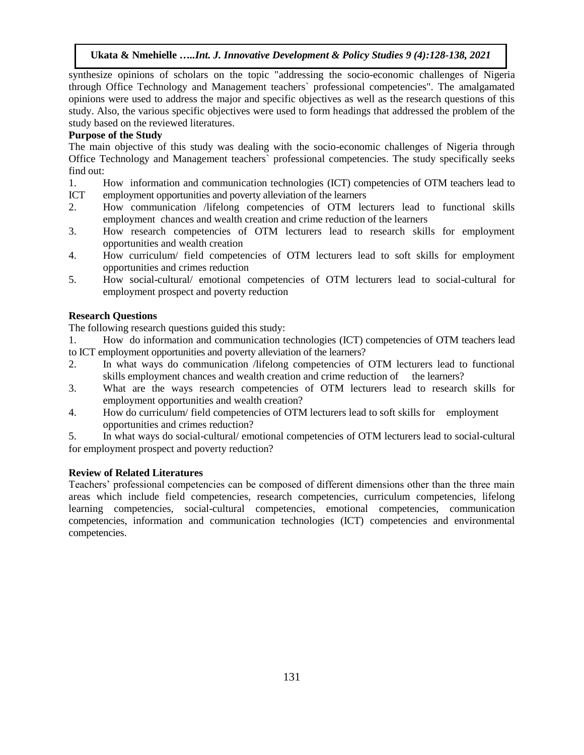synthesize opinions of scholars on the topic "addressing the socio-economic challenges of Nigeria through Office Technology and Management teachers` professional competencies". The amalgamated opinions were used to address the major and specific objectives as well as the research questions of this study. Also, the various specific objectives were used to form headings that addressed the problem of the study based on the reviewed literatures.

**Purpose of the Study**

The main objective of this study was dealing with the socio-economic challenges of Nigeria through Office Technology and Management teachers` professional competencies. The study specifically seeks find out:

1. How information and communication technologies (ICT) competencies of OTM teachers lead to ICT employment opportunities and poverty alleviation of the learners
2. How communication /lifelong competencies of OTM lecturers lead to functional skills employment chances and wealth creation and crime reduction of the learners
3. How research competencies of OTM lecturers lead to research skills for employment opportunities and wealth creation
4. How curriculum/ field competencies of OTM lecturers lead to soft skills for employment opportunities and crimes reduction
5. How social-cultural/ emotional competencies of OTM lecturers lead to social-cultural for employment prospect and poverty reduction

**Research Questions**

The following research questions guided this study:

1. How do information and communication technologies (ICT) competencies of OTM teachers lead to ICT employment opportunities and poverty alleviation of the learners?
2. In what ways do communication /lifelong competencies of OTM lecturers lead to functional skills employment chances and wealth creation and crime reduction of the learners?
3. What are the ways research competencies of OTM lecturers lead to research skills for employment opportunities and wealth creation?
4. How do curriculum/ field competencies of OTM lecturers lead to soft skills for employment opportunities and crimes reduction?
5. In what ways do social-cultural/ emotional competencies of OTM lecturers lead to social-cultural for employment prospect and poverty reduction?

**Review of Related Literatures**

Teachers' professional competencies can be composed of different dimensions other than the three main areas which include field competencies, research competencies, curriculum competencies, lifelong learning competencies, social-cultural competencies, emotional competencies, communication competencies, information and communication technologies (ICT) competencies and environmental competencies.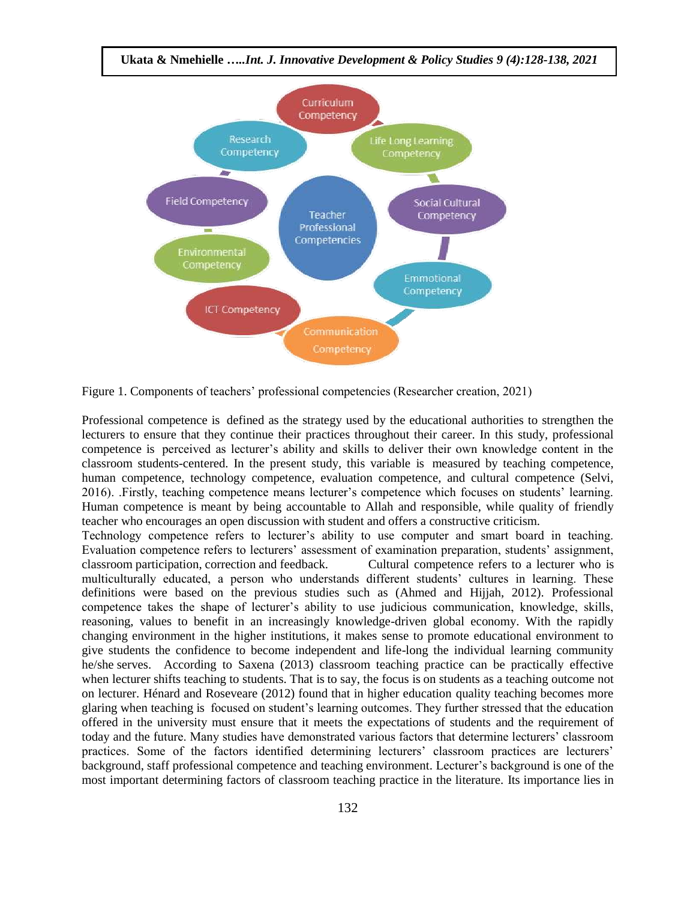Figure 1. Components of teachers' professional competencies (Researcher creation, 2021)

Professional competence is defined as the strategy used by the educational authorities to strengthen the lecturers to ensure that they continue their practices throughout their career. In this study, professional competence is perceived as lecturer's ability and skills to deliver their own knowledge content in the classroom students-centered. In the present study, this variable is measured by teaching competence, human competence, technology competence, evaluation competence, and cultural competence (Selvi, 2016). .Firstly, teaching competence means lecturer's competence which focuses on students' learning. Human competence is meant by being accountable to Allah and responsible, while quality of friendly teacher who encourages an open discussion with student and offers a constructive criticism.

Technology competence refers to lecturer's ability to use computer and smart board in teaching. Evaluation competence refers to lecturers' assessment of examination preparation, students' assignment, classroom participation, correction and feedback. Cultural competence refers to a lecturer who is multiculturally educated, a person who understands different students' cultures in learning. These definitions were based on the previous studies such as (Ahmed and Hijjah, 2012). Professional competence takes the shape of lecturer's ability to use judicious communication, knowledge, skills, reasoning, values to benefit in an increasingly knowledge-driven global economy. With the rapidly changing environment in the higher institutions, it makes sense to promote educational environment to give students the confidence to become independent and life-long the individual learning community he/she serves. According to Saxena (2013) classroom teaching practice can be practically effective when lecturer shifts teaching to students. That is to say, the focus is on students as a teaching outcome not on lecturer. Hénard and Roseveare (2012) found that in higher education quality teaching becomes more glaring when teaching is focused on student's learning outcomes. They further stressed that the education offered in the university must ensure that it meets the expectations of students and the requirement of today and the future. Many studies have demonstrated various factors that determine lecturers' classroom practices. Some of the factors identified determining lecturers' classroom practices are lecturers' background, staff professional competence and teaching environment. Lecturer's background is one of the most important determining factors of classroom teaching practice in the literature. Its importance lies in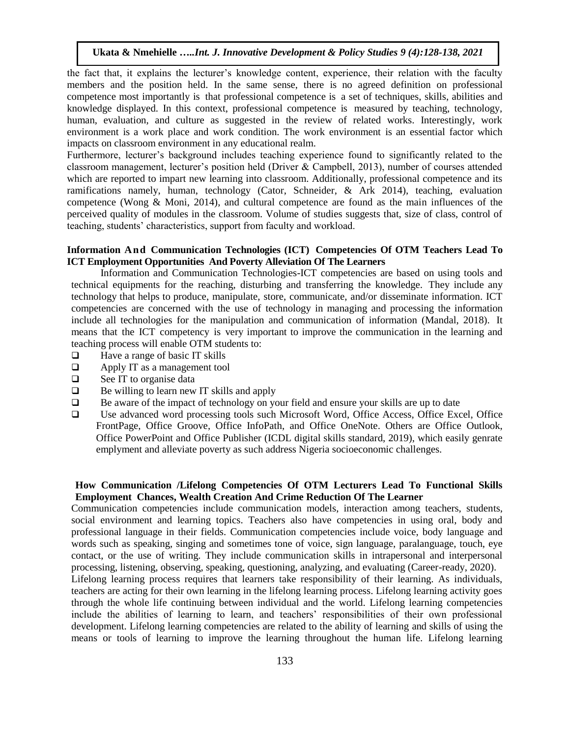the fact that, it explains the lecturer's knowledge content, experience, their relation with the faculty members and the position held. In the same sense, there is no agreed definition on professional competence most importantly is that professional competence is a set of techniques, skills, abilities and knowledge displayed. In this context, professional competence is measured by teaching, technology, human, evaluation, and culture as suggested in the review of related works. Interestingly, work environment is a work place and work condition. The work environment is an essential factor which impacts on classroom environment in any educational realm.

Furthermore, lecturer's background includes teaching experience found to significantly related to the classroom management, lecturer's position held (Driver & Campbell, 2013), number of courses attended which are reported to impart new learning into classroom. Additionally, professional competence and its ramifications namely, human, technology (Cator, Schneider, & Ark 2014), teaching, evaluation competence (Wong & Moni, 2014), and cultural competence are found as the main influences of the perceived quality of modules in the classroom. Volume of studies suggests that, size of class, control of teaching, students' characteristics, support from faculty and workload.

### Information And Communication Technologies (ICT) Competencies Of OTM Teachers Lead To ICT Employment Opportunities And Poverty Alleviation Of The Learners

Information and Communication Technologies-ICT competencies are based on using tools and technical equipments for the reaching, disturbing and transferring the knowledge. They include any technology that helps to produce, manipulate, store, communicate, and/or disseminate information. ICT competencies are concerned with the use of technology in managing and processing the information include all technologies for the manipulation and communication of information (Mandal, 2018). It means that the ICT competency is very important to improve the communication in the learning and teaching process will enable OTM students to:

- Have a range of basic IT skills
- Apply IT as a management tool
- See IT to organise data
- Be willing to learn new IT skills and apply
- Be aware of the impact of technology on your field and ensure your skills are up to date
- Use advanced word processing tools such Microsoft Word, Office Access, Office Excel, Office FrontPage, Office Groove, Office InfoPath, and Office OneNote. Others are Office Outlook, Office PowerPoint and Office Publisher (ICDL digital skills standard, 2019), which easily genrate emplyment and alleviate poverty as such address Nigeria socioeconomic challenges.

### How Communication /Lifelong Competencies Of OTM Lecturers Lead To Functional Skills Employment Chances, Wealth Creation And Crime Reduction Of The Learner

Communication competencies include communication models, interaction among teachers, students, social environment and learning topics. Teachers also have competencies in using oral, body and professional language in their fields. Communication competencies include voice, body language and words such as speaking, singing and sometimes tone of voice, sign language, paralanguage, touch, eye contact, or the use of writing. They include communication skills in intrapersonal and interpersonal processing, listening, observing, speaking, questioning, analyzing, and evaluating (Career-ready, 2020).

Lifelong learning process requires that learners take responsibility of their learning. As individuals, teachers are acting for their own learning in the lifelong learning process. Lifelong learning activity goes through the whole life continuing between individual and the world. Lifelong learning competencies include the abilities of learning to learn, and teachers' responsibilities of their own professional development. Lifelong learning competencies are related to the ability of learning and skills of using the means or tools of learning to improve the learning throughout the human life. Lifelong learning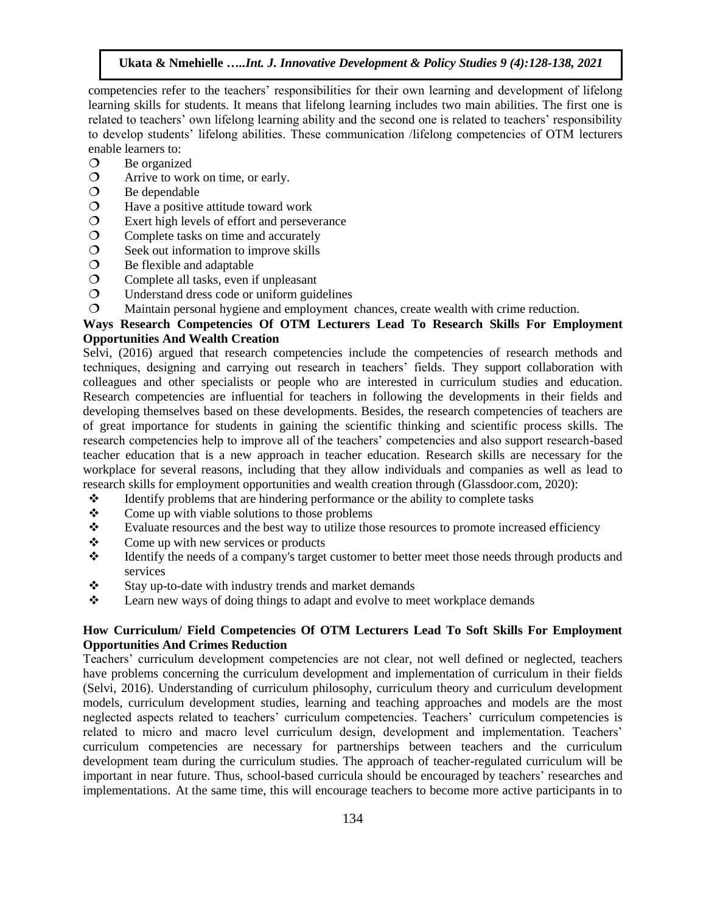competencies refer to the teachers' responsibilities for their own learning and development of lifelong learning skills for students. It means that lifelong learning includes two main abilities. The first one is related to teachers' own lifelong learning ability and the second one is related to teachers' responsibility to develop students' lifelong abilities. These communication /lifelong competencies of OTM lecturers enable learners to:

- Be organized
- Arrive to work on time, or early.
- Be dependable
- Have a positive attitude toward work
- Exert high levels of effort and perseverance
- Complete tasks on time and accurately
- Seek out information to improve skills
- Be flexible and adaptable
- Complete all tasks, even if unpleasant
- Understand dress code or uniform guidelines
- Maintain personal hygiene and employment chances, create wealth with crime reduction.

**Ways Research Competencies Of OTM Lecturers Lead To Research Skills For Employment Opportunities And Wealth Creation**

Selvi, (2016) argued that research competencies include the competencies of research methods and techniques, designing and carrying out research in teachers' fields. They support collaboration with colleagues and other specialists or people who are interested in curriculum studies and education. Research competencies are influential for teachers in following the developments in their fields and developing themselves based on these developments. Besides, the research competencies of teachers are of great importance for students in gaining the scientific thinking and scientific process skills. The research competencies help to improve all of the teachers' competencies and also support research-based teacher education that is a new approach in teacher education. Research skills are necessary for the workplace for several reasons, including that they allow individuals and companies as well as lead to research skills for employment opportunities and wealth creation through (Glassdoor.com, 2020):

- Identify problems that are hindering performance or the ability to complete tasks
- Come up with viable solutions to those problems
- Evaluate resources and the best way to utilize those resources to promote increased efficiency
- Come up with new services or products
- Identify the needs of a company's target customer to better meet those needs through products and services
- Stay up-to-date with industry trends and market demands
- Learn new ways of doing things to adapt and evolve to meet workplace demands

**How Curriculum/ Field Competencies Of OTM Lecturers Lead To Soft Skills For Employment Opportunities And Crimes Reduction**

Teachers' curriculum development competencies are not clear, not well defined or neglected, teachers have problems concerning the curriculum development and implementation of curriculum in their fields (Selvi, 2016). Understanding of curriculum philosophy, curriculum theory and curriculum development models, curriculum development studies, learning and teaching approaches and models are the most neglected aspects related to teachers' curriculum competencies. Teachers' curriculum competencies is related to micro and macro level curriculum design, development and implementation. Teachers' curriculum competencies are necessary for partnerships between teachers and the curriculum development team during the curriculum studies. The approach of teacher-regulated curriculum will be important in near future. Thus, school-based curricula should be encouraged by teachers' researches and implementations. At the same time, this will encourage teachers to become more active participants in to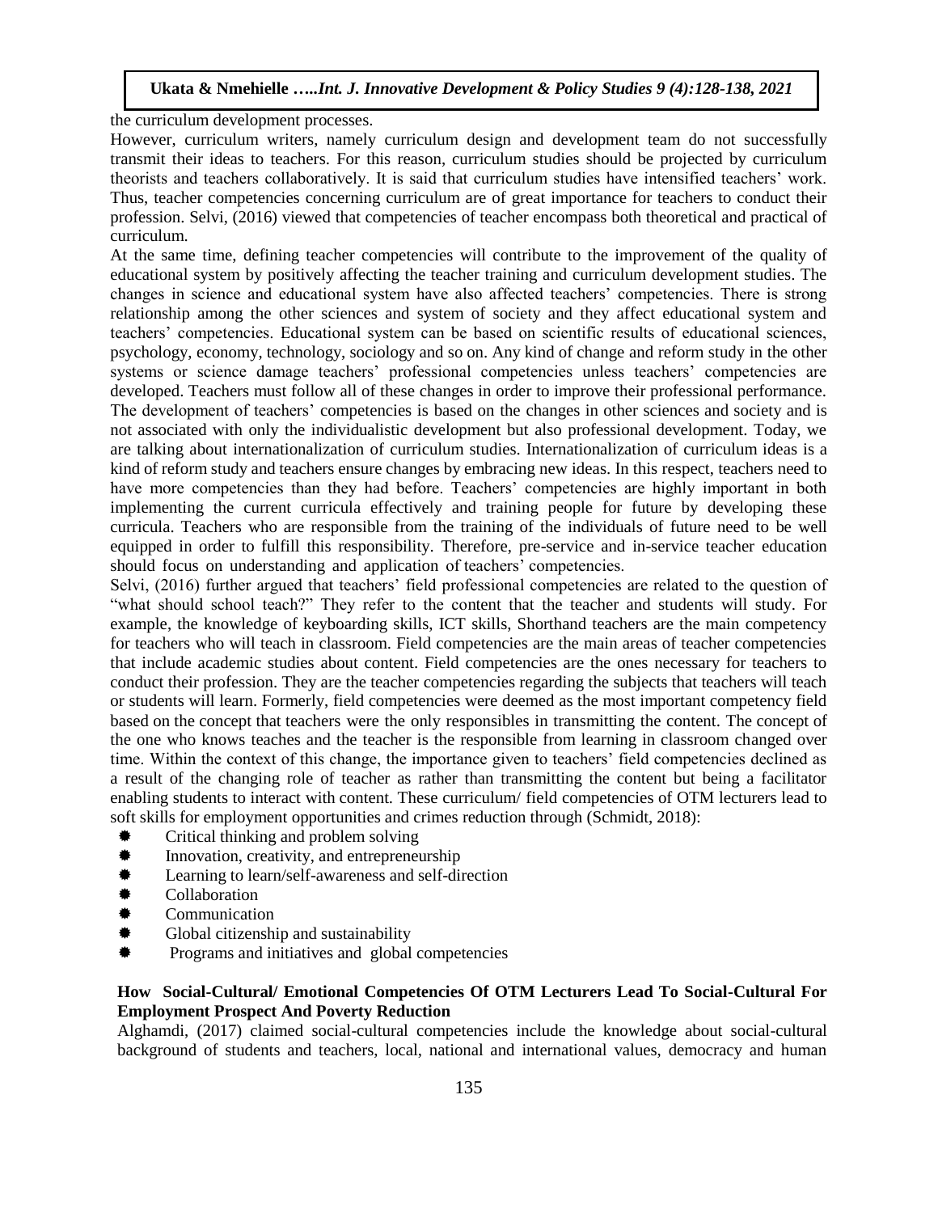the curriculum development processes.

However, curriculum writers, namely curriculum design and development team do not successfully transmit their ideas to teachers. For this reason, curriculum studies should be projected by curriculum theorists and teachers collaboratively. It is said that curriculum studies have intensified teachers' work. Thus, teacher competencies concerning curriculum are of great importance for teachers to conduct their profession. Selvi, (2016) viewed that competencies of teacher encompass both theoretical and practical of curriculum.

At the same time, defining teacher competencies will contribute to the improvement of the quality of educational system by positively affecting the teacher training and curriculum development studies. The changes in science and educational system have also affected teachers' competencies. There is strong relationship among the other sciences and system of society and they affect educational system and teachers' competencies. Educational system can be based on scientific results of educational sciences, psychology, economy, technology, sociology and so on. Any kind of change and reform study in the other systems or science damage teachers' professional competencies unless teachers' competencies are developed. Teachers must follow all of these changes in order to improve their professional performance. The development of teachers' competencies is based on the changes in other sciences and society and is not associated with only the individualistic development but also professional development. Today, we are talking about internationalization of curriculum studies. Internationalization of curriculum ideas is a kind of reform study and teachers ensure changes by embracing new ideas. In this respect, teachers need to have more competencies than they had before. Teachers' competencies are highly important in both implementing the current curricula effectively and training people for future by developing these curricula. Teachers who are responsible from the training of the individuals of future need to be well equipped in order to fulfill this responsibility. Therefore, pre-service and in-service teacher education should focus on understanding and application of teachers' competencies.

Selvi, (2016) further argued that teachers' field professional competencies are related to the question of "what should school teach?" They refer to the content that the teacher and students will study. For example, the knowledge of keyboarding skills, ICT skills, Shorthand teachers are the main competency for teachers who will teach in classroom. Field competencies are the main areas of teacher competencies that include academic studies about content. Field competencies are the ones necessary for teachers to conduct their profession. They are the teacher competencies regarding the subjects that teachers will teach or students will learn. Formerly, field competencies were deemed as the most important competency field based on the concept that teachers were the only responsibles in transmitting the content. The concept of the one who knows teaches and the teacher is the responsible from learning in classroom changed over time. Within the context of this change, the importance given to teachers' field competencies declined as a result of the changing role of teacher as rather than transmitting the content but being a facilitator enabling students to interact with content. These curriculum/ field competencies of OTM lecturers lead to soft skills for employment opportunities and crimes reduction through (Schmidt, 2018):

- Critical thinking and problem solving
- Innovation, creativity, and entrepreneurship
- Learning to learn/self-awareness and self-direction
- Collaboration
- Communication
- Global citizenship and sustainability
- Programs and initiatives and global competencies

**How Social-Cultural/ Emotional Competencies Of OTM Lecturers Lead To Social-Cultural For Employment Prospect And Poverty Reduction**

Alghamdi, (2017) claimed social-cultural competencies include the knowledge about social-cultural background of students and teachers, local, national and international values, democracy and human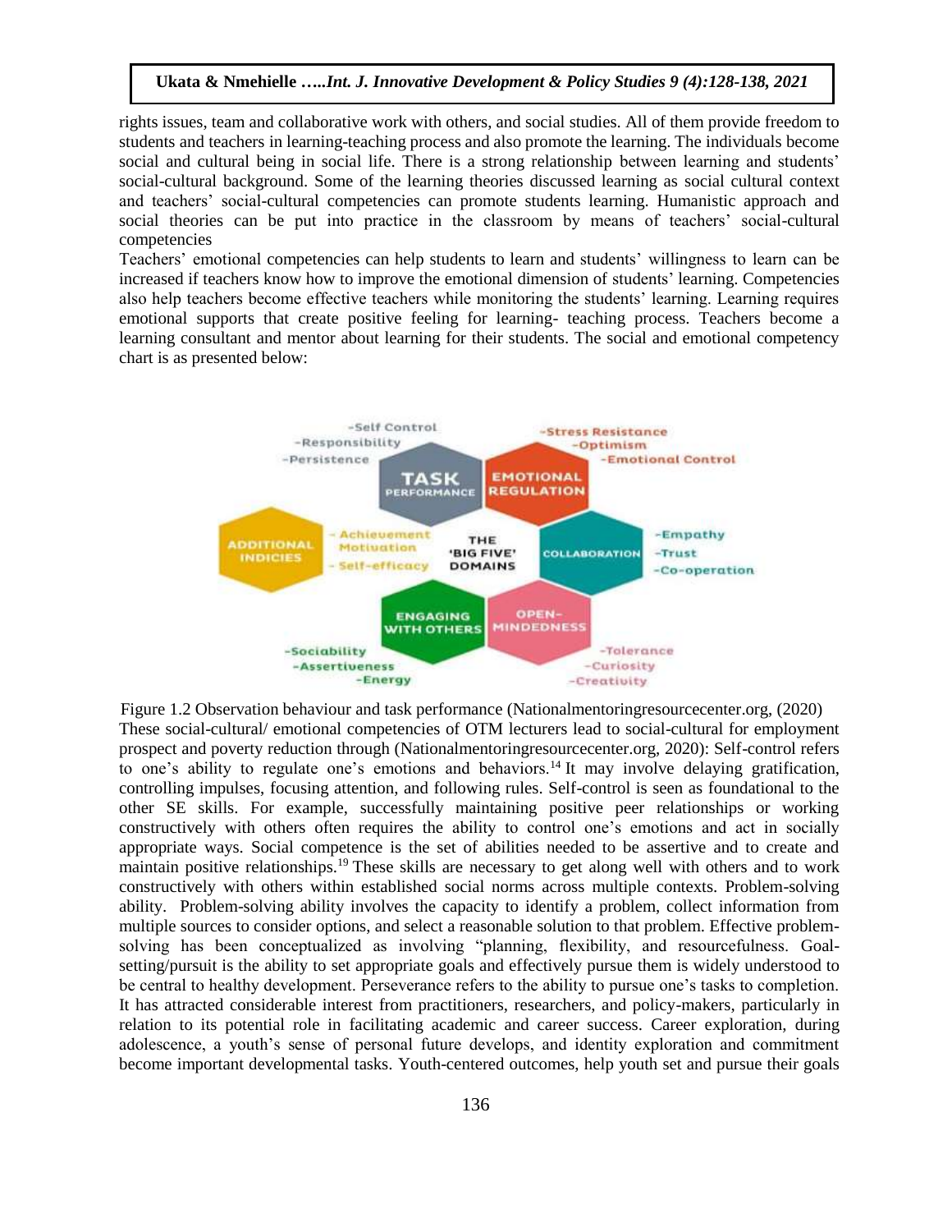rights issues, team and collaborative work with others, and social studies. All of them provide freedom to students and teachers in learning-teaching process and also promote the learning. The individuals become social and cultural being in social life. There is a strong relationship between learning and students' social-cultural background. Some of the learning theories discussed learning as social cultural context and teachers' social-cultural competencies can promote students learning. Humanistic approach and social theories can be put into practice in the classroom by means of teachers' social-cultural competencies

Teachers' emotional competencies can help students to learn and students' willingness to learn can be increased if teachers know how to improve the emotional dimension of students' learning. Competencies also help teachers become effective teachers while monitoring the students' learning. Learning requires emotional supports that create positive feeling for learning- teaching process. Teachers become a learning consultant and mentor about learning for their students. The social and emotional competency chart is as presented below:

Figure 1.2 Observation behaviour and task performance (Nationalmentoringresourcecenter.org, (2020)

These social-cultural/ emotional competencies of OTM lecturers lead to social-cultural for employment prospect and poverty reduction through (Nationalmentoringresourcecenter.org, 2020): Self-control refers to one's ability to regulate one's emotions and behaviors.[14] It may involve delaying gratification, controlling impulses, focusing attention, and following rules. Self-control is seen as foundational to the other SE skills. For example, successfully maintaining positive peer relationships or working constructively with others often requires the ability to control one's emotions and act in socially appropriate ways. Social competence is the set of abilities needed to be assertive and to create and maintain positive relationships.[19] These skills are necessary to get along well with others and to work constructively with others within established social norms across multiple contexts. Problem-solving ability. Problem-solving ability involves the capacity to identify a problem, collect information from multiple sources to consider options, and select a reasonable solution to that problem. Effective problem-solving has been conceptualized as involving "planning, flexibility, and resourcefulness. Goal-setting/pursuit is the ability to set appropriate goals and effectively pursue them is widely understood to be central to healthy development. Perseverance refers to the ability to pursue one's tasks to completion. It has attracted considerable interest from practitioners, researchers, and policy-makers, particularly in relation to its potential role in facilitating academic and career success. Career exploration, during adolescence, a youth's sense of personal future develops, and identity exploration and commitment become important developmental tasks. Youth-centered outcomes, help youth set and pursue their goals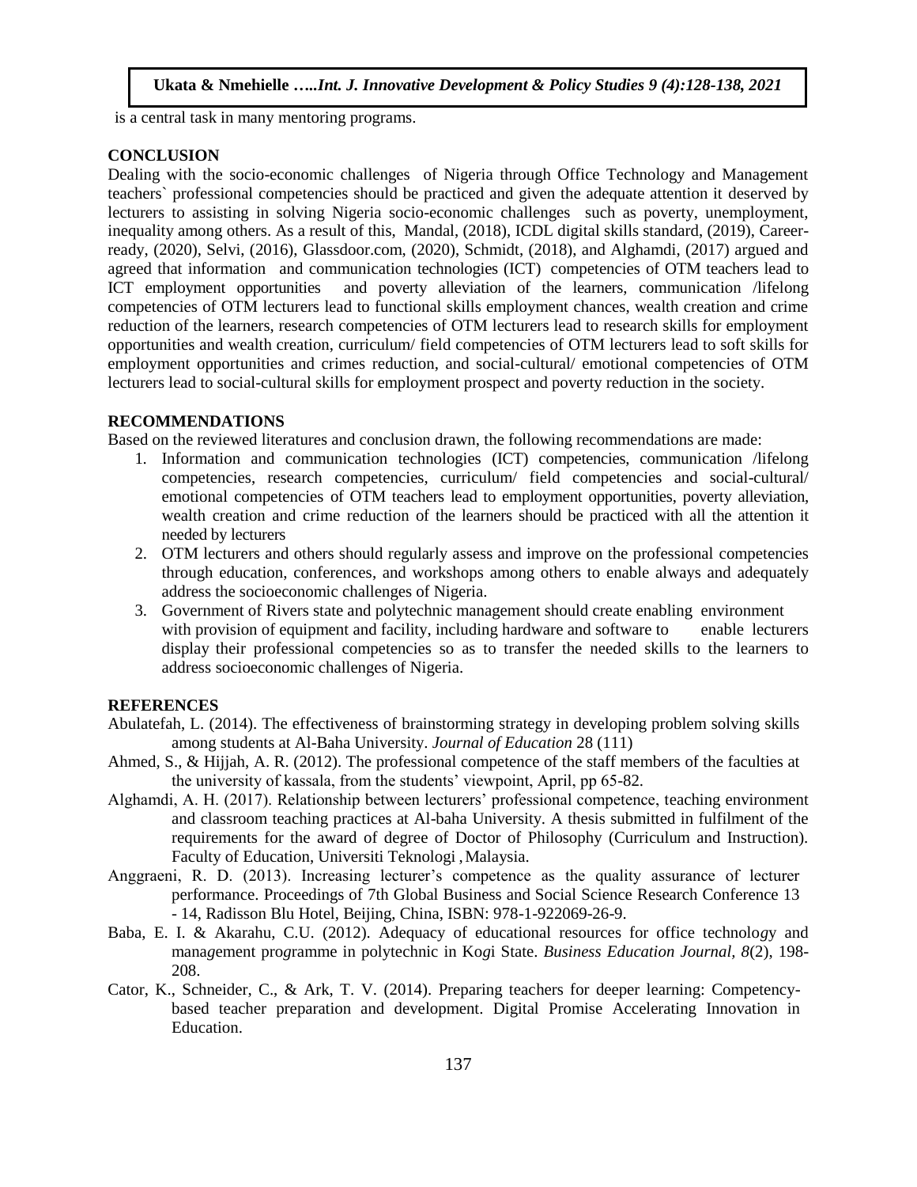is a central task in many mentoring programs.

## CONCLUSION

Dealing with the socio-economic challenges of Nigeria through Office Technology and Management teachers` professional competencies should be practiced and given the adequate attention it deserved by lecturers to assisting in solving Nigeria socio-economic challenges such as poverty, unemployment, inequality among others. As a result of this, Mandal, (2018), ICDL digital skills standard, (2019), Career-ready, (2020), Selvi, (2016), Glassdoor.com, (2020), Schmidt, (2018), and Alghamdi, (2017) argued and agreed that information and communication technologies (ICT) competencies of OTM teachers lead to ICT employment opportunities and poverty alleviation of the learners, communication /lifelong competencies of OTM lecturers lead to functional skills employment chances, wealth creation and crime reduction of the learners, research competencies of OTM lecturers lead to research skills for employment opportunities and wealth creation, curriculum/ field competencies of OTM lecturers lead to soft skills for employment opportunities and crimes reduction, and social-cultural/ emotional competencies of OTM lecturers lead to social-cultural skills for employment prospect and poverty reduction in the society.

## RECOMMENDATIONS

Based on the reviewed literatures and conclusion drawn, the following recommendations are made:

1. Information and communication technologies (ICT) competencies, communication /lifelong competencies, research competencies, curriculum/ field competencies and social-cultural/ emotional competencies of OTM teachers lead to employment opportunities, poverty alleviation, wealth creation and crime reduction of the learners should be practiced with all the attention it needed by lecturers
2. OTM lecturers and others should regularly assess and improve on the professional competencies through education, conferences, and workshops among others to enable always and adequately address the socioeconomic challenges of Nigeria.
3. Government of Rivers state and polytechnic management should create enabling environment with provision of equipment and facility, including hardware and software to enable lecturers display their professional competencies so as to transfer the needed skills to the learners to address socioeconomic challenges of Nigeria.

## REFERENCES

Abulatefah, L. (2014). The effectiveness of brainstorming strategy in developing problem solving skills among students at Al-Baha University. *Journal of Education* 28 (111)

Ahmed, S., & Hijjah, A. R. (2012). The professional competence of the staff members of the faculties at the university of kassala, from the students' viewpoint, April, pp 65-82.

Alghamdi, A. H. (2017). Relationship between lecturers' professional competence, teaching environment and classroom teaching practices at Al-baha University. A thesis submitted in fulfilment of the requirements for the award of degree of Doctor of Philosophy (Curriculum and Instruction). Faculty of Education, Universiti Teknologi , Malaysia.

Anggraeni, R. D. (2013). Increasing lecturer's competence as the quality assurance of lecturer performance. Proceedings of 7th Global Business and Social Science Research Conference 13 - 14, Radisson Blu Hotel, Beijing, China, ISBN: 978-1-922069-26-9.

Baba, E. I. & Akarahu, C.U. (2012). Adequacy of educational resources for office technology and management programme in polytechnic in Kogi State. *Business Education Journal, 8*(2), 198-208.

Cator, K., Schneider, C., & Ark, T. V. (2014). Preparing teachers for deeper learning: Competency-based teacher preparation and development. Digital Promise Accelerating Innovation in Education.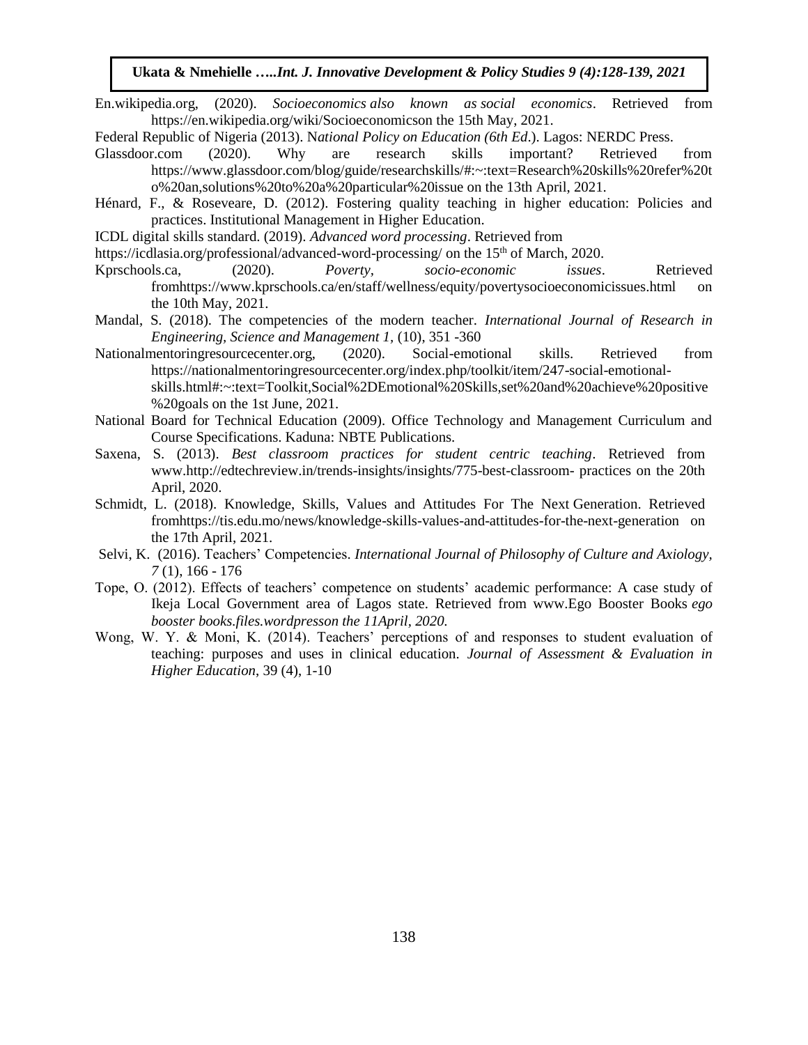En.wikipedia.org, (2020). *Socioeconomics also known as social economics*. Retrieved from https://en.wikipedia.org/wiki/Socioeconomicson the 15th May, 2021.

Federal Republic of Nigeria (2013). N*ational Policy on Education (6th Ed*.). Lagos: NERDC Press.

Glassdoor.com (2020). Why are research skills important? Retrieved from https://www.glassdoor.com/blog/guide/researchskills/#:~:text=Research%20skills%20refer%20to%20an,solutions%20to%20a%20particular%20issue on the 13th April, 2021.

Hénard, F., & Roseveare, D. (2012). Fostering quality teaching in higher education: Policies and practices. Institutional Management in Higher Education.

ICDL digital skills standard. (2019). *Advanced word processing*. Retrieved from

https://icdlasia.org/professional/advanced-word-processing/ on the 15th of March, 2020.

Kprschools.ca, (2020). *Poverty, socio-economic issues*. Retrieved fromhttps://www.kprschools.ca/en/staff/wellness/equity/povertysocioeconomicissues.html on the 10th May, 2021.

Mandal, S. (2018). The competencies of the modern teacher. *International Journal of Research in Engineering, Science and Management 1*, (10), 351 -360

Nationalmentoringresourcecenter.org, (2020). Social-emotional skills. Retrieved from https://nationalmentoringresourcecenter.org/index.php/toolkit/item/247-social-emotional-skills.html#:~:text=Toolkit,Social%2DEmotional%20Skills,set%20and%20achieve%20positive%20goals on the 1st June, 2021.

National Board for Technical Education (2009). Office Technology and Management Curriculum and Course Specifications. Kaduna: NBTE Publications.

Saxena, S. (2013). *Best classroom practices for student centric teaching*. Retrieved from www.http://edtechreview.in/trends-insights/insights/775-best-classroom- practices on the 20th April, 2020.

Schmidt, L. (2018). Knowledge, Skills, Values and Attitudes For The Next Generation. Retrieved fromhttps://tis.edu.mo/news/knowledge-skills-values-and-attitudes-for-the-next-generation on the 17th April, 2021.

Selvi, K. (2016). Teachers' Competencies. *International Journal of Philosophy of Culture and Axiology, 7* (1), 166 - 176

Tope, O. (2012). Effects of teachers' competence on students' academic performance: A case study of Ikeja Local Government area of Lagos state. Retrieved from www.Ego Booster Books *ego booster books.files.wordpresson the 11April, 2020.*

Wong, W. Y. & Moni, K. (2014). Teachers' perceptions of and responses to student evaluation of teaching: purposes and uses in clinical education. *Journal of Assessment & Evaluation in Higher Education*, 39 (4), 1-10